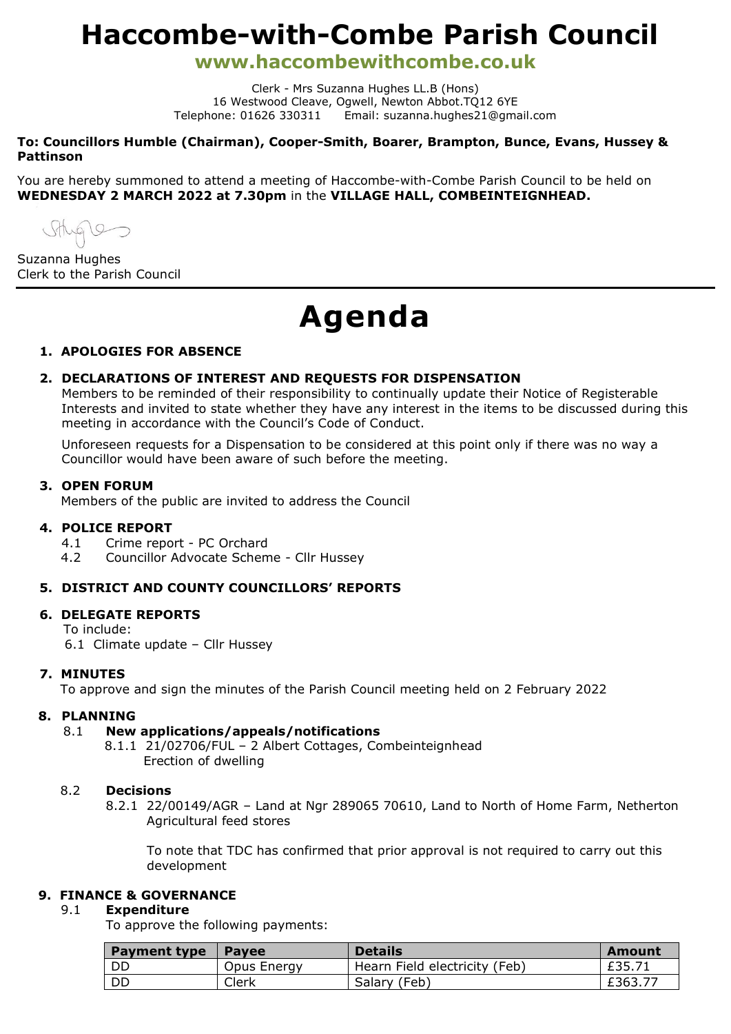# Haccombe-with-Combe Parish Council

## www.haccombewithcombe.co.uk

Clerk - Mrs Suzanna Hughes LL.B (Hons)
16 Westwood Cleave, Ogwell, Newton Abbot.TQ12 6YE
Telephone: 01626 330311 Email: suzanna.hughes21@gmail.com

**To: Councillors Humble (Chairman), Cooper-Smith, Boarer, Brampton, Bunce, Evans, Hussey & Pattinson**

You are hereby summoned to attend a meeting of Haccombe-with-Combe Parish Council to be held on **WEDNESDAY 2 MARCH 2022 at 7.30pm** in the **VILLAGE HALL, COMBEINTEIGNHEAD.**

Suzanna Hughes
Clerk to the Parish Council

---

# Agenda

**1. APOLOGIES FOR ABSENCE**

**2. DECLARATIONS OF INTEREST AND REQUESTS FOR DISPENSATION**

Members to be reminded of their responsibility to continually update their Notice of Registerable Interests and invited to state whether they have any interest in the items to be discussed during this meeting in accordance with the Council's Code of Conduct.

Unforeseen requests for a Dispensation to be considered at this point only if there was no way a Councillor would have been aware of such before the meeting.

**3. OPEN FORUM**

Members of the public are invited to address the Council

**4. POLICE REPORT**

4.1 Crime report - PC Orchard
4.2 Councillor Advocate Scheme - Cllr Hussey

**5. DISTRICT AND COUNTY COUNCILLORS' REPORTS**

**6. DELEGATE REPORTS**

To include:
6.1 Climate update – Cllr Hussey

**7. MINUTES**

To approve and sign the minutes of the Parish Council meeting held on 2 February 2022

**8. PLANNING**

8.1 **New applications/appeals/notifications**

8.1.1 21/02706/FUL – 2 Albert Cottages, Combeinteignhead
Erection of dwelling

8.2 **Decisions**

8.2.1 22/00149/AGR – Land at Ngr 289065 70610, Land to North of Home Farm, Netherton
Agricultural feed stores

To note that TDC has confirmed that prior approval is not required to carry out this development

**9. FINANCE & GOVERNANCE**

9.1 **Expenditure**

To approve the following payments:

| Payment type | Payee | Details | Amount |
|---|---|---|---|
| DD | Opus Energy | Hearn Field electricity (Feb) | £35.71 |
| DD | Clerk | Salary (Feb) | £363.77 |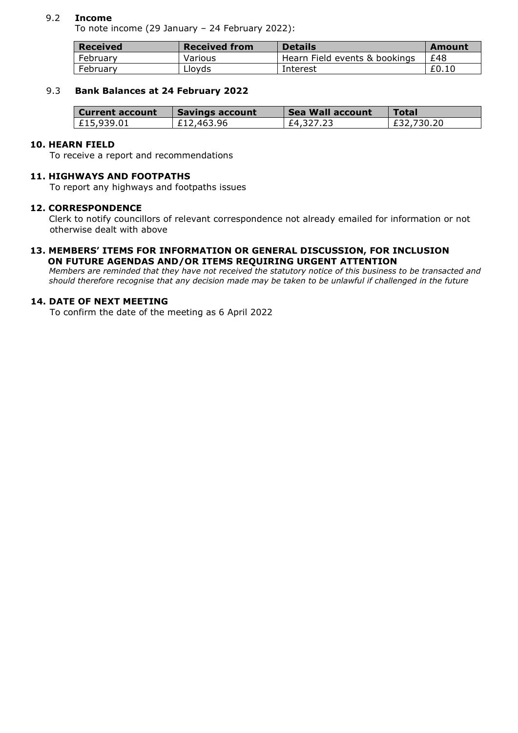### 9.2 Income

To note income (29 January – 24 February 2022):

| Received | Received from | Details | Amount |
|---|---|---|---|
| February | Various | Hearn Field events & bookings | £48 |
| February | Lloyds | Interest | £0.10 |

### 9.3 Bank Balances at 24 February 2022

| Current account | Savings account | Sea Wall account | Total |
|---|---|---|---|
| £15,939.01 | £12,463.96 | £4,327.23 | £32,730.20 |

## 10. HEARN FIELD

To receive a report and recommendations

## 11. HIGHWAYS AND FOOTPATHS

To report any highways and footpaths issues

## 12. CORRESPONDENCE

Clerk to notify councillors of relevant correspondence not already emailed for information or not otherwise dealt with above

## 13. MEMBERS' ITEMS FOR INFORMATION OR GENERAL DISCUSSION, FOR INCLUSION ON FUTURE AGENDAS AND/OR ITEMS REQUIRING URGENT ATTENTION

*Members are reminded that they have not received the statutory notice of this business to be transacted and should therefore recognise that any decision made may be taken to be unlawful if challenged in the future*

## 14. DATE OF NEXT MEETING

To confirm the date of the meeting as 6 April 2022